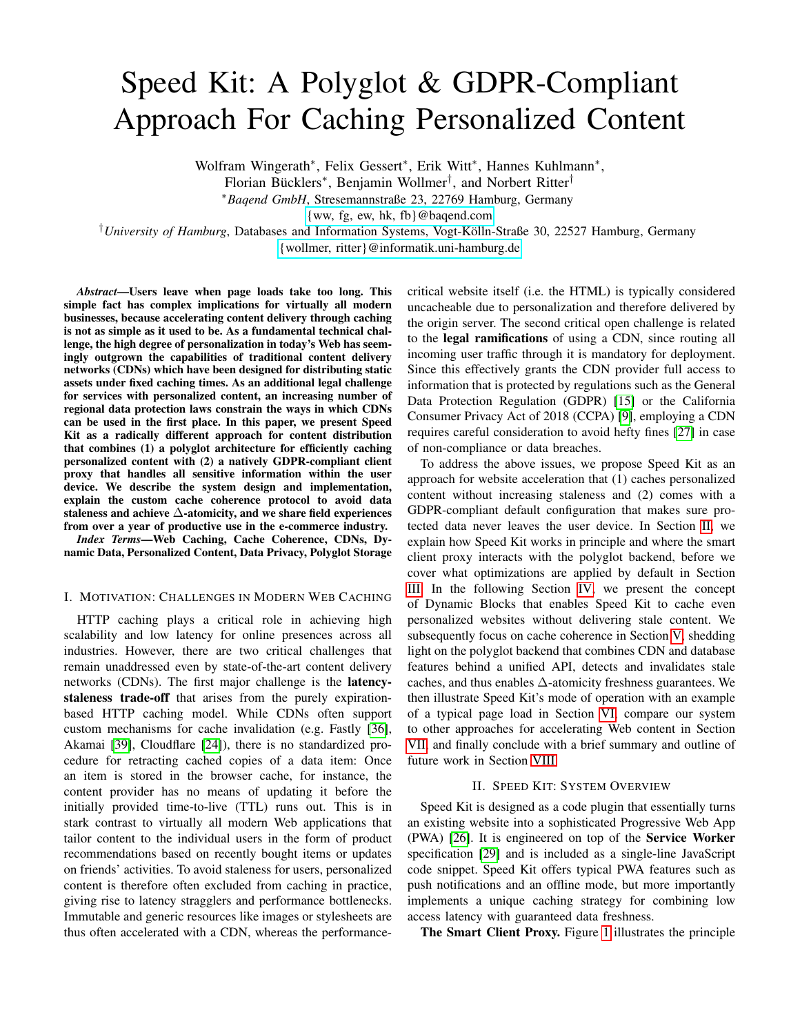# Speed Kit: A Polyglot & GDPR-Compliant Approach For Caching Personalized Content

Wolfram Wingerath[*], Felix Gessert[*], Erik Witt[*], Hannes Kuhlmann[*],
Florian Bücklers[*], Benjamin Wollmer[†], and Norbert Ritter[†]

[*]*Baqend GmbH*, Stresemannstraße 23, 22769 Hamburg, Germany
{ww, fg, ew, hk, fb}@baqend.com

[†]*University of Hamburg*, Databases and Information Systems, Vogt-Kölln-Straße 30, 22527 Hamburg, Germany
{wollmer, ritter}@informatik.uni-hamburg.de

***Abstract*—Users leave when page loads take too long. This simple fact has complex implications for virtually all modern businesses, because accelerating content delivery through caching is not as simple as it used to be. As a fundamental technical challenge, the high degree of personalization in today's Web has seemingly outgrown the capabilities of traditional content delivery networks (CDNs) which have been designed for distributing static assets under fixed caching times. As an additional legal challenge for services with personalized content, an increasing number of regional data protection laws constrain the ways in which CDNs can be used in the first place. In this paper, we present Speed Kit as a radically different approach for content distribution that combines (1) a polyglot architecture for efficiently caching personalized content with (2) a natively GDPR-compliant client proxy that handles all sensitive information within the user device. We describe the system design and implementation, explain the custom cache coherence protocol to avoid data staleness and achieve $\Delta$-atomicity, and we share field experiences from over a year of productive use in the e-commerce industry.**

***Index Terms*—Web Caching, Cache Coherence, CDNs, Dynamic Data, Personalized Content, Data Privacy, Polyglot Storage**

## I. Motivation: Challenges in Modern Web Caching

HTTP caching plays a critical role in achieving high scalability and low latency for online presences across all industries. However, there are two critical challenges that remain unaddressed even by state-of-the-art content delivery networks (CDNs). The first major challenge is the **latency-staleness trade-off** that arises from the purely expiration-based HTTP caching model. While CDNs often support custom mechanisms for cache invalidation (e.g. Fastly [36], Akamai [39], Cloudflare [24]), there is no standardized procedure for retracting cached copies of a data item: Once an item is stored in the browser cache, for instance, the content provider has no means of updating it before the initially provided time-to-live (TTL) runs out. This is in stark contrast to virtually all modern Web applications that tailor content to the individual users in the form of product recommendations based on recently bought items or updates on friends' activities. To avoid staleness for users, personalized content is therefore often excluded from caching in practice, giving rise to latency stragglers and performance bottlenecks. Immutable and generic resources like images or stylesheets are thus often accelerated with a CDN, whereas the performance-critical website itself (i.e. the HTML) is typically considered uncacheable due to personalization and therefore delivered by the origin server. The second critical open challenge is related to the **legal ramifications** of using a CDN, since routing all incoming user traffic through it is mandatory for deployment. Since this effectively grants the CDN provider full access to information that is protected by regulations such as the General Data Protection Regulation (GDPR) [15] or the California Consumer Privacy Act of 2018 (CCPA) [9], employing a CDN requires careful consideration to avoid hefty fines [27] in case of non-compliance or data breaches.

To address the above issues, we propose Speed Kit as an approach for website acceleration that (1) caches personalized content without increasing staleness and (2) comes with a GDPR-compliant default configuration that makes sure protected data never leaves the user device. In Section II, we explain how Speed Kit works in principle and where the smart client proxy interacts with the polyglot backend, before we cover what optimizations are applied by default in Section III. In the following Section IV, we present the concept of Dynamic Blocks that enables Speed Kit to cache even personalized websites without delivering stale content. We subsequently focus on cache coherence in Section V, shedding light on the polyglot backend that combines CDN and database features behind a unified API, detects and invalidates stale caches, and thus enables $\Delta$-atomicity freshness guarantees. We then illustrate Speed Kit's mode of operation with an example of a typical page load in Section VI, compare our system to other approaches for accelerating Web content in Section VII, and finally conclude with a brief summary and outline of future work in Section VIII.

## II. Speed Kit: System Overview

Speed Kit is designed as a code plugin that essentially turns an existing website into a sophisticated Progressive Web App (PWA) [26]. It is engineered on top of the **Service Worker** specification [29] and is included as a single-line JavaScript code snippet. Speed Kit offers typical PWA features such as push notifications and an offline mode, but more importantly implements a unique caching strategy for combining low access latency with guaranteed data freshness.

**The Smart Client Proxy.** Figure 1 illustrates the principle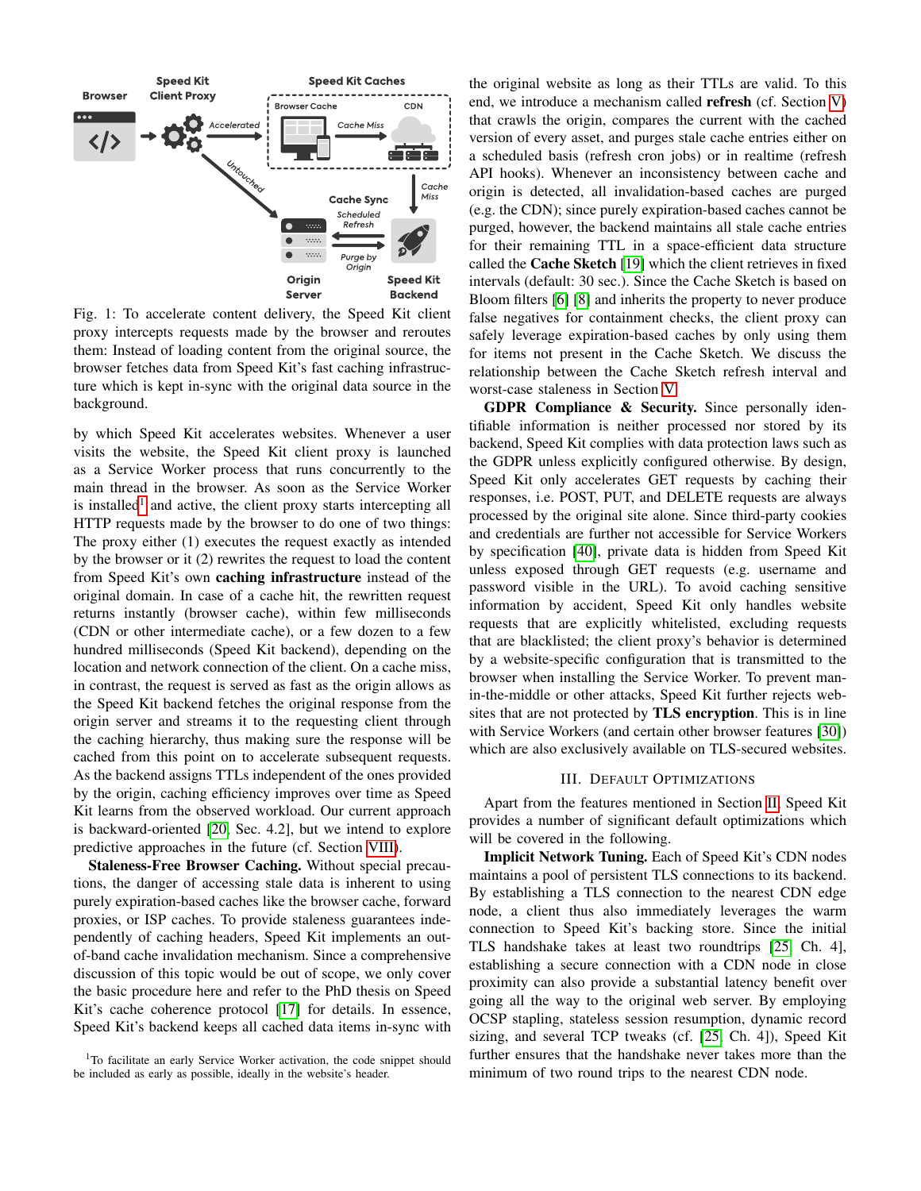Fig. 1: To accelerate content delivery, the Speed Kit client proxy intercepts requests made by the browser and reroutes them: Instead of loading content from the original source, the browser fetches data from Speed Kit's fast caching infrastructure which is kept in-sync with the original data source in the background.

by which Speed Kit accelerates websites. Whenever a user visits the website, the Speed Kit client proxy is launched as a Service Worker process that runs concurrently to the main thread in the browser. As soon as the Service Worker is installed[1] and active, the client proxy starts intercepting all HTTP requests made by the browser to do one of two things: The proxy either (1) executes the request exactly as intended by the browser or it (2) rewrites the request to load the content from Speed Kit's own **caching infrastructure** instead of the original domain. In case of a cache hit, the rewritten request returns instantly (browser cache), within few milliseconds (CDN or other intermediate cache), or a few dozen to a few hundred milliseconds (Speed Kit backend), depending on the location and network connection of the client. On a cache miss, in contrast, the request is served as fast as the origin allows as the Speed Kit backend fetches the original response from the origin server and streams it to the requesting client through the caching hierarchy, thus making sure the response will be cached from this point on to accelerate subsequent requests. As the backend assigns TTLs independent of the ones provided by the origin, caching efficiency improves over time as Speed Kit learns from the observed workload. Our current approach is backward-oriented [20, Sec. 4.2], but we intend to explore predictive approaches in the future (cf. Section VIII).

**Staleness-Free Browser Caching.** Without special precautions, the danger of accessing stale data is inherent to using purely expiration-based caches like the browser cache, forward proxies, or ISP caches. To provide staleness guarantees independently of caching headers, Speed Kit implements an out-of-band cache invalidation mechanism. Since a comprehensive discussion of this topic would be out of scope, we only cover the basic procedure here and refer to the PhD thesis on Speed Kit's cache coherence protocol [17] for details. In essence, Speed Kit's backend keeps all cached data items in-sync with the original website as long as their TTLs are valid. To this end, we introduce a mechanism called **refresh** (cf. Section V) that crawls the origin, compares the current with the cached version of every asset, and purges stale cache entries either on a scheduled basis (refresh cron jobs) or in realtime (refresh API hooks). Whenever an inconsistency between cache and origin is detected, all invalidation-based caches are purged (e.g. the CDN); since purely expiration-based caches cannot be purged, however, the backend maintains all stale cache entries for their remaining TTL in a space-efficient data structure called the **Cache Sketch** [19] which the client retrieves in fixed intervals (default: 30 sec.). Since the Cache Sketch is based on Bloom filters [6] [8] and inherits the property to never produce false negatives for containment checks, the client proxy can safely leverage expiration-based caches by only using them for items not present in the Cache Sketch. We discuss the relationship between the Cache Sketch refresh interval and worst-case staleness in Section V.

**GDPR Compliance & Security.** Since personally identifiable information is neither processed nor stored by its backend, Speed Kit complies with data protection laws such as the GDPR unless explicitly configured otherwise. By design, Speed Kit only accelerates GET requests by caching their responses, i.e. POST, PUT, and DELETE requests are always processed by the original site alone. Since third-party cookies and credentials are further not accessible for Service Workers by specification [40], private data is hidden from Speed Kit unless exposed through GET requests (e.g. username and password visible in the URL). To avoid caching sensitive information by accident, Speed Kit only handles website requests that are explicitly whitelisted, excluding requests that are blacklisted; the client proxy's behavior is determined by a website-specific configuration that is transmitted to the browser when installing the Service Worker. To prevent man-in-the-middle or other attacks, Speed Kit further rejects websites that are not protected by **TLS encryption**. This is in line with Service Workers (and certain other browser features [30]) which are also exclusively available on TLS-secured websites.

## III. Default Optimizations

Apart from the features mentioned in Section II, Speed Kit provides a number of significant default optimizations which will be covered in the following.

**Implicit Network Tuning.** Each of Speed Kit's CDN nodes maintains a pool of persistent TLS connections to its backend. By establishing a TLS connection to the nearest CDN edge node, a client thus also immediately leverages the warm connection to Speed Kit's backing store. Since the initial TLS handshake takes at least two roundtrips [25, Ch. 4], establishing a secure connection with a CDN node in close proximity can also provide a substantial latency benefit over going all the way to the original web server. By employing OCSP stapling, stateless session resumption, dynamic record sizing, and several TCP tweaks (cf. [25, Ch. 4]), Speed Kit further ensures that the handshake never takes more than the minimum of two round trips to the nearest CDN node.

[1] To facilitate an early Service Worker activation, the code snippet should be included as early as possible, ideally in the website's header.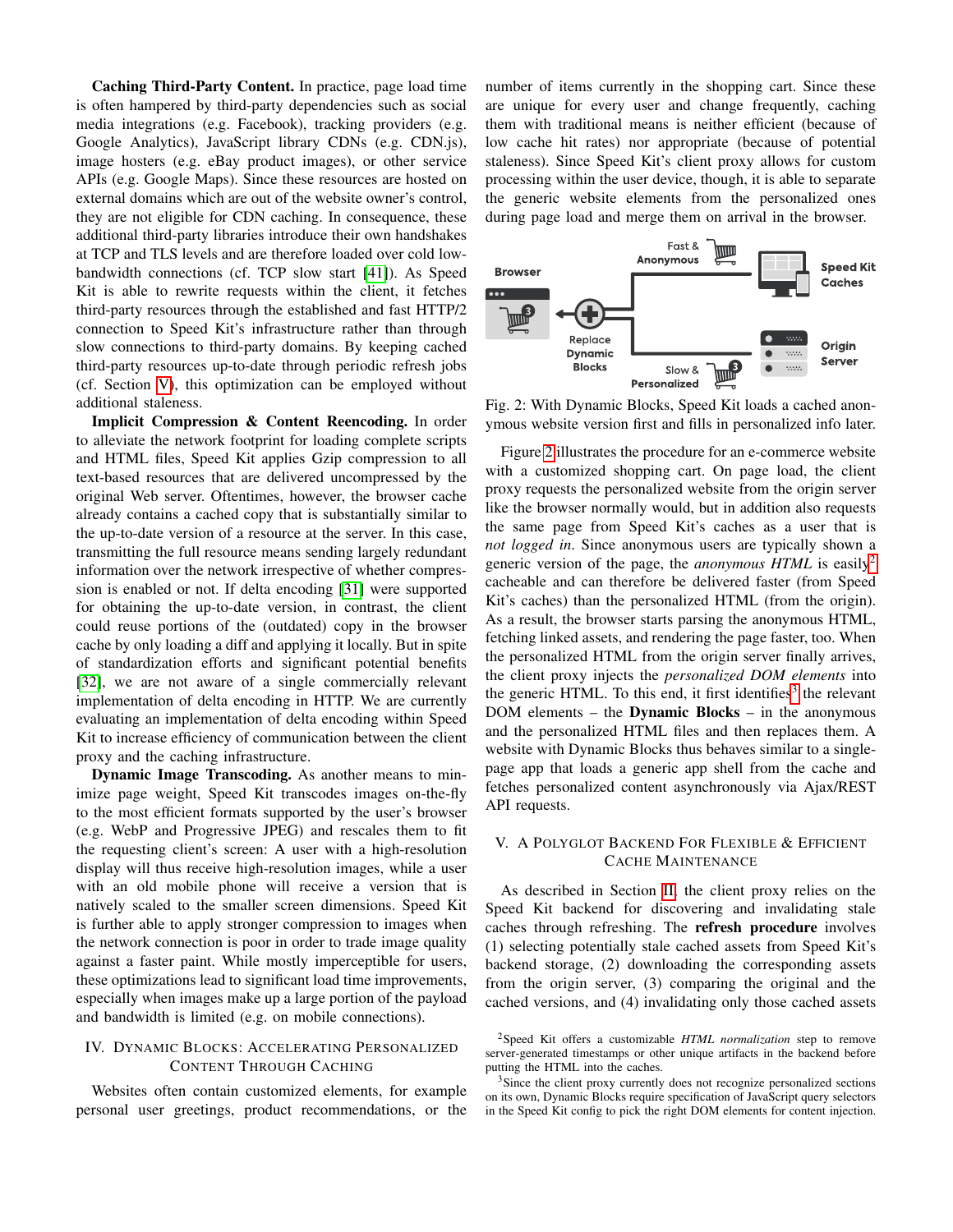**Caching Third-Party Content.** In practice, page load time is often hampered by third-party dependencies such as social media integrations (e.g. Facebook), tracking providers (e.g. Google Analytics), JavaScript library CDNs (e.g. CDN.js), image hosters (e.g. eBay product images), or other service APIs (e.g. Google Maps). Since these resources are hosted on external domains which are out of the website owner's control, they are not eligible for CDN caching. In consequence, these additional third-party libraries introduce their own handshakes at TCP and TLS levels and are therefore loaded over cold low-bandwidth connections (cf. TCP slow start [41]). As Speed Kit is able to rewrite requests within the client, it fetches third-party resources through the established and fast HTTP/2 connection to Speed Kit's infrastructure rather than through slow connections to third-party domains. By keeping cached third-party resources up-to-date through periodic refresh jobs (cf. Section V), this optimization can be employed without additional staleness.

**Implicit Compression & Content Reencoding.** In order to alleviate the network footprint for loading complete scripts and HTML files, Speed Kit applies Gzip compression to all text-based resources that are delivered uncompressed by the original Web server. Oftentimes, however, the browser cache already contains a cached copy that is substantially similar to the up-to-date version of a resource at the server. In this case, transmitting the full resource means sending largely redundant information over the network irrespective of whether compression is enabled or not. If delta encoding [31] were supported for obtaining the up-to-date version, in contrast, the client could reuse portions of the (outdated) copy in the browser cache by only loading a diff and applying it locally. But in spite of standardization efforts and significant potential benefits [32], we are not aware of a single commercially relevant implementation of delta encoding in HTTP. We are currently evaluating an implementation of delta encoding within Speed Kit to increase efficiency of communication between the client proxy and the caching infrastructure.

**Dynamic Image Transcoding.** As another means to minimize page weight, Speed Kit transcodes images on-the-fly to the most efficient formats supported by the user's browser (e.g. WebP and Progressive JPEG) and rescales them to fit the requesting client's screen: A user with a high-resolution display will thus receive high-resolution images, while a user with an old mobile phone will receive a version that is natively scaled to the smaller screen dimensions. Speed Kit is further able to apply stronger compression to images when the network connection is poor in order to trade image quality against a faster paint. While mostly imperceptible for users, these optimizations lead to significant load time improvements, especially when images make up a large portion of the payload and bandwidth is limited (e.g. on mobile connections).

## IV. Dynamic Blocks: Accelerating Personalized Content Through Caching

Websites often contain customized elements, for example personal user greetings, product recommendations, or the number of items currently in the shopping cart. Since these are unique for every user and change frequently, caching them with traditional means is neither efficient (because of low cache hit rates) nor appropriate (because of potential staleness). Since Speed Kit's client proxy allows for custom processing within the user device, though, it is able to separate the generic website elements from the personalized ones during page load and merge them on arrival in the browser.

Fig. 2: With Dynamic Blocks, Speed Kit loads a cached anonymous website version first and fills in personalized info later.

Figure 2 illustrates the procedure for an e-commerce website with a customized shopping cart. On page load, the client proxy requests the personalized website from the origin server like the browser normally would, but in addition also requests the same page from Speed Kit's caches as a user that is *not logged in*. Since anonymous users are typically shown a generic version of the page, the *anonymous HTML* is easily[2] cacheable and can therefore be delivered faster (from Speed Kit's caches) than the personalized HTML (from the origin). As a result, the browser starts parsing the anonymous HTML, fetching linked assets, and rendering the page faster, too. When the personalized HTML from the origin server finally arrives, the client proxy injects the *personalized DOM elements* into the generic HTML. To this end, it first identifies[3] the relevant DOM elements – the **Dynamic Blocks** – in the anonymous and the personalized HTML files and then replaces them. A website with Dynamic Blocks thus behaves similar to a single-page app that loads a generic app shell from the cache and fetches personalized content asynchronously via Ajax/REST API requests.

## V. A Polyglot Backend For Flexible & Efficient Cache Maintenance

As described in Section II, the client proxy relies on the Speed Kit backend for discovering and invalidating stale caches through refreshing. The **refresh procedure** involves (1) selecting potentially stale cached assets from Speed Kit's backend storage, (2) downloading the corresponding assets from the origin server, (3) comparing the original and the cached versions, and (4) invalidating only those cached assets

[2] Speed Kit offers a customizable *HTML normalization* step to remove server-generated timestamps or other unique artifacts in the backend before putting the HTML into the caches.

[3] Since the client proxy currently does not recognize personalized sections on its own, Dynamic Blocks require specification of JavaScript query selectors in the Speed Kit config to pick the right DOM elements for content injection.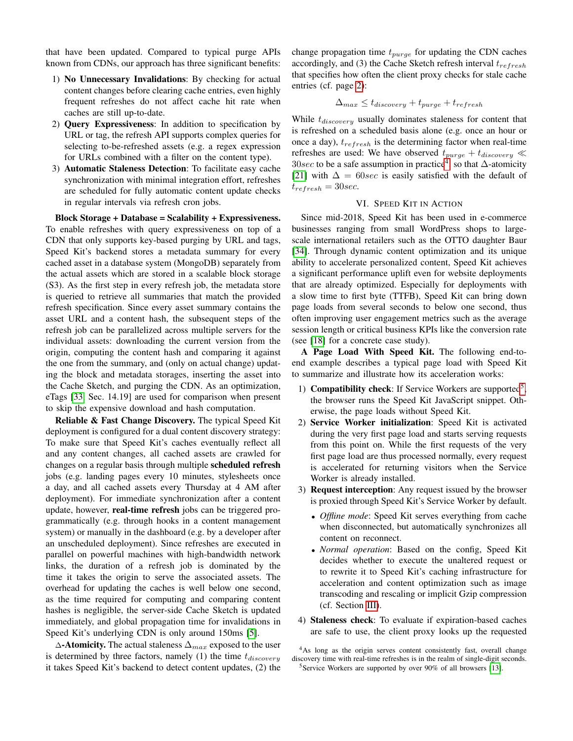that have been updated. Compared to typical purge APIs known from CDNs, our approach has three significant benefits:

1) **No Unnecessary Invalidations**: By checking for actual content changes before clearing cache entries, even highly frequent refreshes do not affect cache hit rate when caches are still up-to-date.
2) **Query Expressiveness**: In addition to specification by URL or tag, the refresh API supports complex queries for selecting to-be-refreshed assets (e.g. a regex expression for URLs combined with a filter on the content type).
3) **Automatic Staleness Detection**: To facilitate easy cache synchronization with minimal integration effort, refreshes are scheduled for fully automatic content update checks in regular intervals via refresh cron jobs.

**Block Storage + Database = Scalability + Expressiveness.** To enable refreshes with query expressiveness on top of a CDN that only supports key-based purging by URL and tags, Speed Kit's backend stores a metadata summary for every cached asset in a database system (MongoDB) separately from the actual assets which are stored in a scalable block storage (S3). As the first step in every refresh job, the metadata store is queried to retrieve all summaries that match the provided refresh specification. Since every asset summary contains the asset URL and a content hash, the subsequent steps of the refresh job can be parallelized across multiple servers for the individual assets: downloading the current version from the origin, computing the content hash and comparing it against the one from the summary, and (only on actual change) updating the block and metadata storages, inserting the asset into the Cache Sketch, and purging the CDN. As an optimization, eTags [33, Sec. 14.19] are used for comparison when present to skip the expensive download and hash computation.

**Reliable & Fast Change Discovery.** The typical Speed Kit deployment is configured for a dual content discovery strategy: To make sure that Speed Kit's caches eventually reflect all and any content changes, all cached assets are crawled for changes on a regular basis through multiple **scheduled refresh** jobs (e.g. landing pages every 10 minutes, stylesheets once a day, and all cached assets every Thursday at 4 AM after deployment). For immediate synchronization after a content update, however, **real-time refresh** jobs can be triggered programmatically (e.g. through hooks in a content management system) or manually in the dashboard (e.g. by a developer after an unscheduled deployment). Since refreshes are executed in parallel on powerful machines with high-bandwidth network links, the duration of a refresh job is dominated by the time it takes the origin to serve the associated assets. The overhead for updating the caches is well below one second, as the time required for computing and comparing content hashes is negligible, the server-side Cache Sketch is updated immediately, and global propagation time for invalidations in Speed Kit's underlying CDN is only around 150ms [5].

**Δ-Atomicity.** The actual staleness $\Delta_{max}$ exposed to the user is determined by three factors, namely (1) the time $t_{discovery}$ it takes Speed Kit's backend to detect content updates, (2) the change propagation time $t_{purge}$ for updating the CDN caches accordingly, and (3) the Cache Sketch refresh interval $t_{refresh}$ that specifies how often the client proxy checks for stale cache entries (cf. page 2):

$$\Delta_{max} \leq t_{discovery} + t_{purge} + t_{refresh}$$

While $t_{discovery}$ usually dominates staleness for content that is refreshed on a scheduled basis alone (e.g. once an hour or once a day), $t_{refresh}$ is the determining factor when real-time refreshes are used: We have observed $t_{purge} + t_{discovery} \ll 30sec$ to be a safe assumption in practice[4], so that Δ-atomicity [21] with $\Delta = 60sec$ is easily satisfied with the default of $t_{refresh} = 30sec$.

## VI. Speed Kit in Action

Since mid-2018, Speed Kit has been used in e-commerce businesses ranging from small WordPress shops to large-scale international retailers such as the OTTO daughter Baur [34]. Through dynamic content optimization and its unique ability to accelerate personalized content, Speed Kit achieves a significant performance uplift even for website deployments that are already optimized. Especially for deployments with a slow time to first byte (TTFB), Speed Kit can bring down page loads from several seconds to below one second, thus often improving user engagement metrics such as the average session length or critical business KPIs like the conversion rate (see [18] for a concrete case study).

**A Page Load With Speed Kit.** The following end-to-end example describes a typical page load with Speed Kit to summarize and illustrate how its acceleration works:

1) **Compatibility check**: If Service Workers are supported[5], the browser runs the Speed Kit JavaScript snippet. Otherwise, the page loads without Speed Kit.
2) **Service Worker initialization**: Speed Kit is activated during the very first page load and starts serving requests from this point on. While the first requests of the very first page load are thus processed normally, every request is accelerated for returning visitors when the Service Worker is already installed.
3) **Request interception**: Any request issued by the browser is proxied through Speed Kit's Service Worker by default.
   - *Offline mode*: Speed Kit serves everything from cache when disconnected, but automatically synchronizes all content on reconnect.
   - *Normal operation*: Based on the config, Speed Kit decides whether to execute the unaltered request or to rewrite it to Speed Kit's caching infrastructure for acceleration and content optimization such as image transcoding and rescaling or implicit Gzip compression (cf. Section III).
4) **Staleness check**: To evaluate if expiration-based caches are safe to use, the client proxy looks up the requested

[4] As long as the origin serves content consistently fast, overall change discovery time with real-time refreshes is in the realm of single-digit seconds.

[5] Service Workers are supported by over 90% of all browsers [13].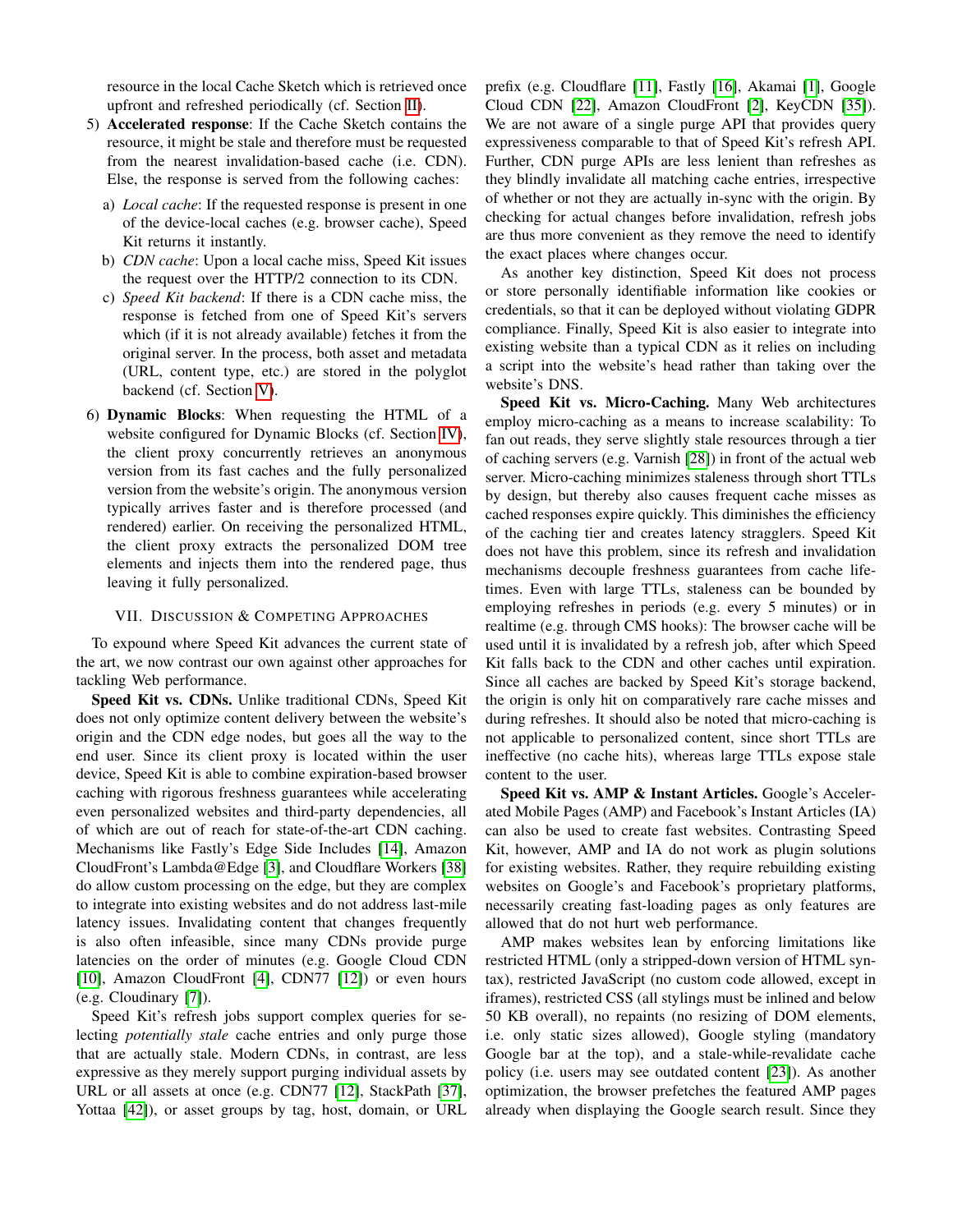resource in the local Cache Sketch which is retrieved once upfront and refreshed periodically (cf. Section II).

5) **Accelerated response**: If the Cache Sketch contains the resource, it might be stale and therefore must be requested from the nearest invalidation-based cache (i.e. CDN). Else, the response is served from the following caches:
   a) *Local cache*: If the requested response is present in one of the device-local caches (e.g. browser cache), Speed Kit returns it instantly.
   b) *CDN cache*: Upon a local cache miss, Speed Kit issues the request over the HTTP/2 connection to its CDN.
   c) *Speed Kit backend*: If there is a CDN cache miss, the response is fetched from one of Speed Kit's servers which (if it is not already available) fetches it from the original server. In the process, both asset and metadata (URL, content type, etc.) are stored in the polyglot backend (cf. Section V).
6) **Dynamic Blocks**: When requesting the HTML of a website configured for Dynamic Blocks (cf. Section IV), the client proxy concurrently retrieves an anonymous version from its fast caches and the fully personalized version from the website's origin. The anonymous version typically arrives faster and is therefore processed (and rendered) earlier. On receiving the personalized HTML, the client proxy extracts the personalized DOM tree elements and injects them into the rendered page, thus leaving it fully personalized.

## VII. Discussion & Competing Approaches

To expound where Speed Kit advances the current state of the art, we now contrast our own against other approaches for tackling Web performance.

**Speed Kit vs. CDNs.** Unlike traditional CDNs, Speed Kit does not only optimize content delivery between the website's origin and the CDN edge nodes, but goes all the way to the end user. Since its client proxy is located within the user device, Speed Kit is able to combine expiration-based browser caching with rigorous freshness guarantees while accelerating even personalized websites and third-party dependencies, all of which are out of reach for state-of-the-art CDN caching. Mechanisms like Fastly's Edge Side Includes [14], Amazon CloudFront's Lambda@Edge [3], and Cloudflare Workers [38] do allow custom processing on the edge, but they are complex to integrate into existing websites and do not address last-mile latency issues. Invalidating content that changes frequently is also often infeasible, since many CDNs provide purge latencies on the order of minutes (e.g. Google Cloud CDN [10], Amazon CloudFront [4], CDN77 [12]) or even hours (e.g. Cloudinary [7]).

Speed Kit's refresh jobs support complex queries for selecting *potentially stale* cache entries and only purge those that are actually stale. Modern CDNs, in contrast, are less expressive as they merely support purging individual assets by URL or all assets at once (e.g. CDN77 [12], StackPath [37], Yottaa [42]), or asset groups by tag, host, domain, or URL prefix (e.g. Cloudflare [11], Fastly [16], Akamai [1], Google Cloud CDN [22], Amazon CloudFront [2], KeyCDN [35]). We are not aware of a single purge API that provides query expressiveness comparable to that of Speed Kit's refresh API. Further, CDN purge APIs are less lenient than refreshes as they blindly invalidate all matching cache entries, irrespective of whether or not they are actually in-sync with the origin. By checking for actual changes before invalidation, refresh jobs are thus more convenient as they remove the need to identify the exact places where changes occur.

As another key distinction, Speed Kit does not process or store personally identifiable information like cookies or credentials, so that it can be deployed without violating GDPR compliance. Finally, Speed Kit is also easier to integrate into existing website than a typical CDN as it relies on including a script into the website's head rather than taking over the website's DNS.

**Speed Kit vs. Micro-Caching.** Many Web architectures employ micro-caching as a means to increase scalability: To fan out reads, they serve slightly stale resources through a tier of caching servers (e.g. Varnish [28]) in front of the actual web server. Micro-caching minimizes staleness through short TTLs by design, but thereby also causes frequent cache misses as cached responses expire quickly. This diminishes the efficiency of the caching tier and creates latency stragglers. Speed Kit does not have this problem, since its refresh and invalidation mechanisms decouple freshness guarantees from cache lifetimes. Even with large TTLs, staleness can be bounded by employing refreshes in periods (e.g. every 5 minutes) or in realtime (e.g. through CMS hooks): The browser cache will be used until it is invalidated by a refresh job, after which Speed Kit falls back to the CDN and other caches until expiration. Since all caches are backed by Speed Kit's storage backend, the origin is only hit on comparatively rare cache misses and during refreshes. It should also be noted that micro-caching is not applicable to personalized content, since short TTLs are ineffective (no cache hits), whereas large TTLs expose stale content to the user.

**Speed Kit vs. AMP & Instant Articles.** Google's Accelerated Mobile Pages (AMP) and Facebook's Instant Articles (IA) can also be used to create fast websites. Contrasting Speed Kit, however, AMP and IA do not work as plugin solutions for existing websites. Rather, they require rebuilding existing websites on Google's and Facebook's proprietary platforms, necessarily creating fast-loading pages as only features are allowed that do not hurt web performance.

AMP makes websites lean by enforcing limitations like restricted HTML (only a stripped-down version of HTML syntax), restricted JavaScript (no custom code allowed, except in iframes), restricted CSS (all stylings must be inlined and below 50 KB overall), no repaints (no resizing of DOM elements, i.e. only static sizes allowed), Google styling (mandatory Google bar at the top), and a stale-while-revalidate cache policy (i.e. users may see outdated content [23]). As another optimization, the browser prefetches the featured AMP pages already when displaying the Google search result. Since they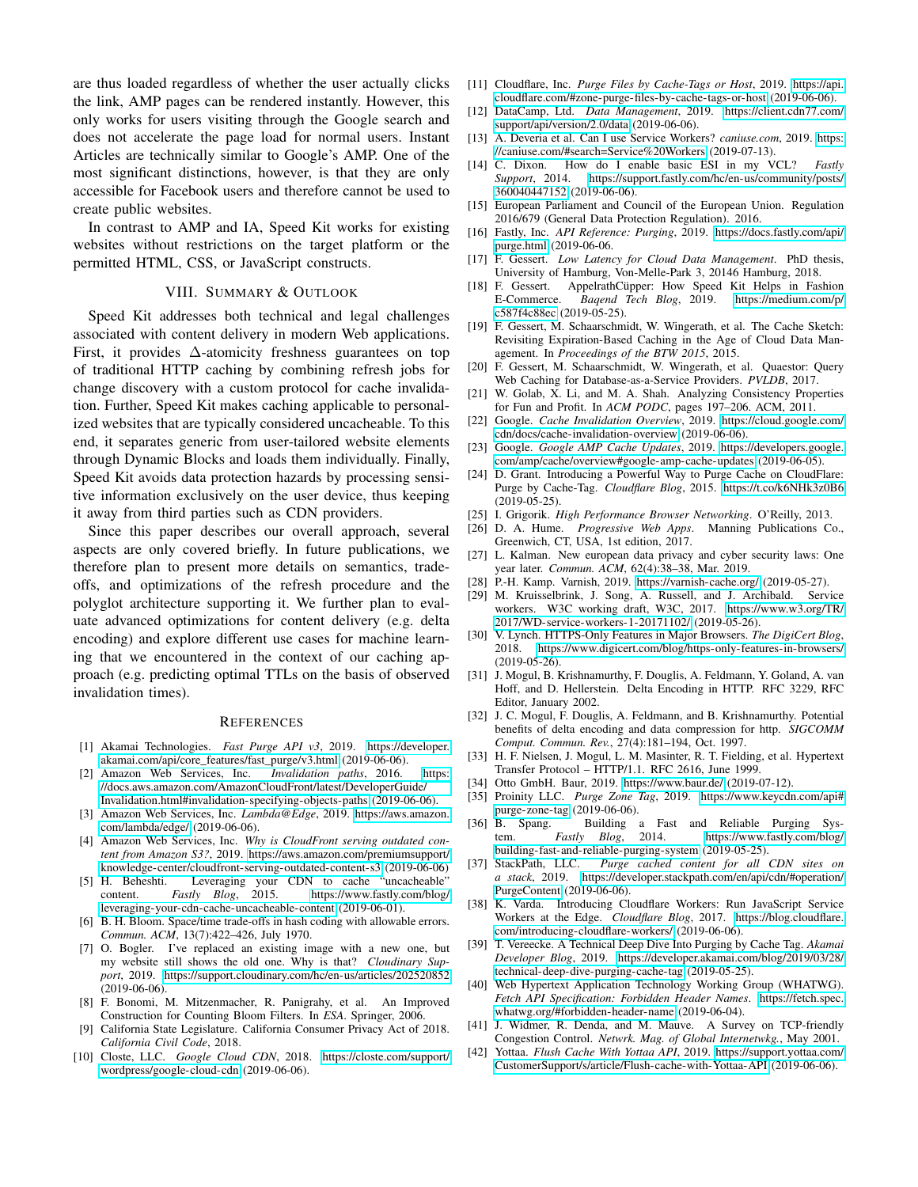are thus loaded regardless of whether the user actually clicks the link, AMP pages can be rendered instantly. However, this only works for users visiting through the Google search and does not accelerate the page load for normal users. Instant Articles are technically similar to Google's AMP. One of the most significant distinctions, however, is that they are only accessible for Facebook users and therefore cannot be used to create public websites.

In contrast to AMP and IA, Speed Kit works for existing websites without restrictions on the target platform or the permitted HTML, CSS, or JavaScript constructs.

## VIII. Summary & Outlook

Speed Kit addresses both technical and legal challenges associated with content delivery in modern Web applications. First, it provides $\Delta$-atomicity freshness guarantees on top of traditional HTTP caching by combining refresh jobs for change discovery with a custom protocol for cache invalidation. Further, Speed Kit makes caching applicable to personalized websites that are typically considered uncacheable. To this end, it separates generic from user-tailored website elements through Dynamic Blocks and loads them individually. Finally, Speed Kit avoids data protection hazards by processing sensitive information exclusively on the user device, thus keeping it away from third parties such as CDN providers.

Since this paper describes our overall approach, several aspects are only covered briefly. In future publications, we therefore plan to present more details on semantics, trade-offs, and optimizations of the refresh procedure and the polyglot architecture supporting it. We further plan to evaluate advanced optimizations for content delivery (e.g. delta encoding) and explore different use cases for machine learning that we encountered in the context of our caching approach (e.g. predicting optimal TTLs on the basis of observed invalidation times).

## References

[1] Akamai Technologies. *Fast Purge API v3*, 2019. https://developer.akamai.com/api/core_features/fast_purge/v3.html (2019-06-06).

[2] Amazon Web Services, Inc. *Invalidation paths*, 2016. https://docs.aws.amazon.com/AmazonCloudFront/latest/DeveloperGuide/Invalidation.html#invalidation-specifying-objects-paths (2019-06-06).

[3] Amazon Web Services, Inc. *Lambda@Edge*, 2019. https://aws.amazon.com/lambda/edge/ (2019-06-06).

[4] Amazon Web Services, Inc. *Why is CloudFront serving outdated content from Amazon S3?*, 2019. https://aws.amazon.com/premiumsupport/knowledge-center/cloudfront-serving-outdated-content-s3 (2019-06-06)

[5] H. Beheshti. Leveraging your CDN to cache "uncacheable" content. *Fastly Blog*, 2015. https://www.fastly.com/blog/leveraging-your-cdn-cache-uncacheable-content (2019-06-01).

[6] B. H. Bloom. Space/time trade-offs in hash coding with allowable errors. *Commun. ACM*, 13(7):422–426, July 1970.

[7] O. Bogler. I've replaced an existing image with a new one, but my website still shows the old one. Why is that? *Cloudinary Support*, 2019. https://support.cloudinary.com/hc/en-us/articles/202520852 (2019-06-06).

[8] F. Bonomi, M. Mitzenmacher, R. Panigrahy, et al. An Improved Construction for Counting Bloom Filters. In *ESA*. Springer, 2006.

[9] California State Legislature. California Consumer Privacy Act of 2018. *California Civil Code*, 2018.

[10] Closte, LLC. *Google Cloud CDN*, 2018. https://closte.com/support/wordpress/google-cloud-cdn (2019-06-06).

[11] Cloudflare, Inc. *Purge Files by Cache-Tags or Host*, 2019. https://api.cloudflare.com/#zone-purge-files-by-cache-tags-or-host (2019-06-06).

[12] DataCamp, Ltd. *Data Management*, 2019. https://client.cdn77.com/support/api/version/2.0/data (2019-06-06).

[13] A. Deveria et al. Can I use Service Workers? *caniuse.com*, 2019. https://caniuse.com/#search=Service%20Workers (2019-07-13).

[14] C. Dixon. How do I enable basic ESI in my VCL? *Fastly Support*, 2014. https://support.fastly.com/hc/en-us/community/posts/360040447152 (2019-06-06).

[15] European Parliament and Council of the European Union. Regulation 2016/679 (General Data Protection Regulation). 2016.

[16] Fastly, Inc. *API Reference: Purging*, 2019. https://docs.fastly.com/api/purge.html (2019-06-06.

[17] F. Gessert. *Low Latency for Cloud Data Management*. PhD thesis, University of Hamburg, Von-Melle-Park 3, 20146 Hamburg, 2018.

[18] F. Gessert. AppelrathCüpper: How Speed Kit Helps in Fashion E-Commerce. *Baqend Tech Blog*, 2019. https://medium.com/p/c587f4c88ec (2019-05-25).

[19] F. Gessert, M. Schaarschmidt, W. Wingerath, et al. The Cache Sketch: Revisiting Expiration-Based Caching in the Age of Cloud Data Management. In *Proceedings of the BTW 2015*, 2015.

[20] F. Gessert, M. Schaarschmidt, W. Wingerath, et al. Quaestor: Query Web Caching for Database-as-a-Service Providers. *PVLDB*, 2017.

[21] W. Golab, X. Li, and M. A. Shah. Analyzing Consistency Properties for Fun and Profit. In *ACM PODC*, pages 197–206. ACM, 2011.

[22] Google. *Cache Invalidation Overview*, 2019. https://cloud.google.com/cdn/docs/cache-invalidation-overview (2019-06-06).

[23] Google. *Google AMP Cache Updates*, 2019. https://developers.google.com/amp/cache/overview#google-amp-cache-updates (2019-06-05).

[24] D. Grant. Introducing a Powerful Way to Purge Cache on CloudFlare: Purge by Cache-Tag. *Cloudflare Blog*, 2015. https://t.co/k6NHk3z0B6 (2019-05-25).

[25] I. Grigorik. *High Performance Browser Networking*. O'Reilly, 2013.

[26] D. A. Hume. *Progressive Web Apps*. Manning Publications Co., Greenwich, CT, USA, 1st edition, 2017.

[27] L. Kalman. New european data privacy and cyber security laws: One year later. *Commun. ACM*, 62(4):38–38, Mar. 2019.

[28] P.-H. Kamp. Varnish, 2019. https://varnish-cache.org/ (2019-05-27).

[29] M. Kruisselbrink, J. Song, A. Russell, and J. Archibald. Service workers. W3C working draft, W3C, 2017. https://www.w3.org/TR/2017/WD-service-workers-1-20171102/ (2019-05-26).

[30] V. Lynch. HTTPS-Only Features in Major Browsers. *The DigiCert Blog*, 2018. https://www.digicert.com/blog/https-only-features-in-browsers/ (2019-05-26).

[31] J. Mogul, B. Krishnamurthy, F. Douglis, A. Feldmann, Y. Goland, A. van Hoff, and D. Hellerstein. Delta Encoding in HTTP. RFC 3229, RFC Editor, January 2002.

[32] J. C. Mogul, F. Douglis, A. Feldmann, and B. Krishnamurthy. Potential benefits of delta encoding and data compression for http. *SIGCOMM Comput. Commun. Rev.*, 27(4):181–194, Oct. 1997.

[33] H. F. Nielsen, J. Mogul, L. M. Masinter, R. T. Fielding, et al. Hypertext Transfer Protocol – HTTP/1.1. RFC 2616, June 1999.

[34] Otto GmbH. Baur, 2019. https://www.baur.de/ (2019-07-12).

[35] Proinity LLC. *Purge Zone Tag*, 2019. https://www.keycdn.com/api#purge-zone-tag (2019-06-06).

[36] B. Spang. Building a Fast and Reliable Purging System. *Fastly Blog*, 2014. https://www.fastly.com/blog/building-fast-and-reliable-purging-system (2019-05-25).

[37] StackPath, LLC. *Purge cached content for all CDN sites on a stack*, 2019. https://developer.stackpath.com/en/api/cdn/#operation/PurgeContent (2019-06-06).

[38] K. Varda. Introducing Cloudflare Workers: Run JavaScript Service Workers at the Edge. *Cloudflare Blog*, 2017. https://blog.cloudflare.com/introducing-cloudflare-workers/ (2019-06-06).

[39] T. Vereecke. A Technical Deep Dive Into Purging by Cache Tag. *Akamai Developer Blog*, 2019. https://developer.akamai.com/blog/2019/03/28/technical-deep-dive-purging-cache-tag (2019-05-25).

[40] Web Hypertext Application Technology Working Group (WHATWG). *Fetch API Specification: Forbidden Header Names*. https://fetch.spec.whatwg.org/#forbidden-header-name (2019-06-04).

[41] J. Widmer, R. Denda, and M. Mauve. A Survey on TCP-friendly Congestion Control. *Netwrk. Mag. of Global Internetwkg.*, May 2001.

[42] Yottaa. *Flush Cache With Yottaa API*, 2019. https://support.yottaa.com/CustomerSupport/s/article/Flush-cache-with-Yottaa-API (2019-06-06).